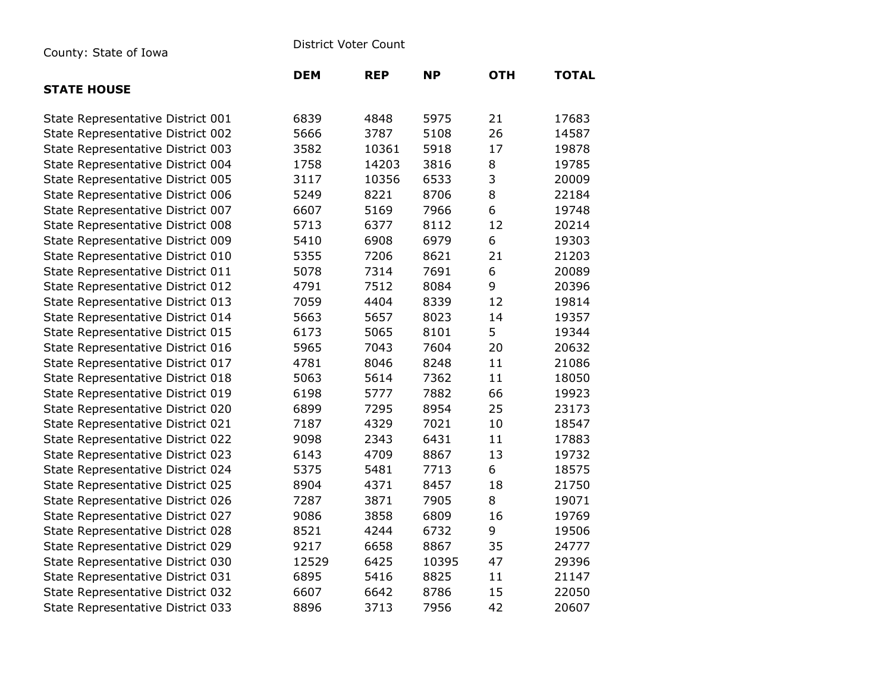County: State of Iowa

District Voter Count

| STATE HOUSE | DEM | REP | NP | OTH | TOTAL |
|---|---|---|---|---|---|
| State Representative District 001 | 6839 | 4848 | 5975 | 21 | 17683 |
| State Representative District 002 | 5666 | 3787 | 5108 | 26 | 14587 |
| State Representative District 003 | 3582 | 10361 | 5918 | 17 | 19878 |
| State Representative District 004 | 1758 | 14203 | 3816 | 8 | 19785 |
| State Representative District 005 | 3117 | 10356 | 6533 | 3 | 20009 |
| State Representative District 006 | 5249 | 8221 | 8706 | 8 | 22184 |
| State Representative District 007 | 6607 | 5169 | 7966 | 6 | 19748 |
| State Representative District 008 | 5713 | 6377 | 8112 | 12 | 20214 |
| State Representative District 009 | 5410 | 6908 | 6979 | 6 | 19303 |
| State Representative District 010 | 5355 | 7206 | 8621 | 21 | 21203 |
| State Representative District 011 | 5078 | 7314 | 7691 | 6 | 20089 |
| State Representative District 012 | 4791 | 7512 | 8084 | 9 | 20396 |
| State Representative District 013 | 7059 | 4404 | 8339 | 12 | 19814 |
| State Representative District 014 | 5663 | 5657 | 8023 | 14 | 19357 |
| State Representative District 015 | 6173 | 5065 | 8101 | 5 | 19344 |
| State Representative District 016 | 5965 | 7043 | 7604 | 20 | 20632 |
| State Representative District 017 | 4781 | 8046 | 8248 | 11 | 21086 |
| State Representative District 018 | 5063 | 5614 | 7362 | 11 | 18050 |
| State Representative District 019 | 6198 | 5777 | 7882 | 66 | 19923 |
| State Representative District 020 | 6899 | 7295 | 8954 | 25 | 23173 |
| State Representative District 021 | 7187 | 4329 | 7021 | 10 | 18547 |
| State Representative District 022 | 9098 | 2343 | 6431 | 11 | 17883 |
| State Representative District 023 | 6143 | 4709 | 8867 | 13 | 19732 |
| State Representative District 024 | 5375 | 5481 | 7713 | 6 | 18575 |
| State Representative District 025 | 8904 | 4371 | 8457 | 18 | 21750 |
| State Representative District 026 | 7287 | 3871 | 7905 | 8 | 19071 |
| State Representative District 027 | 9086 | 3858 | 6809 | 16 | 19769 |
| State Representative District 028 | 8521 | 4244 | 6732 | 9 | 19506 |
| State Representative District 029 | 9217 | 6658 | 8867 | 35 | 24777 |
| State Representative District 030 | 12529 | 6425 | 10395 | 47 | 29396 |
| State Representative District 031 | 6895 | 5416 | 8825 | 11 | 21147 |
| State Representative District 032 | 6607 | 6642 | 8786 | 15 | 22050 |
| State Representative District 033 | 8896 | 3713 | 7956 | 42 | 20607 |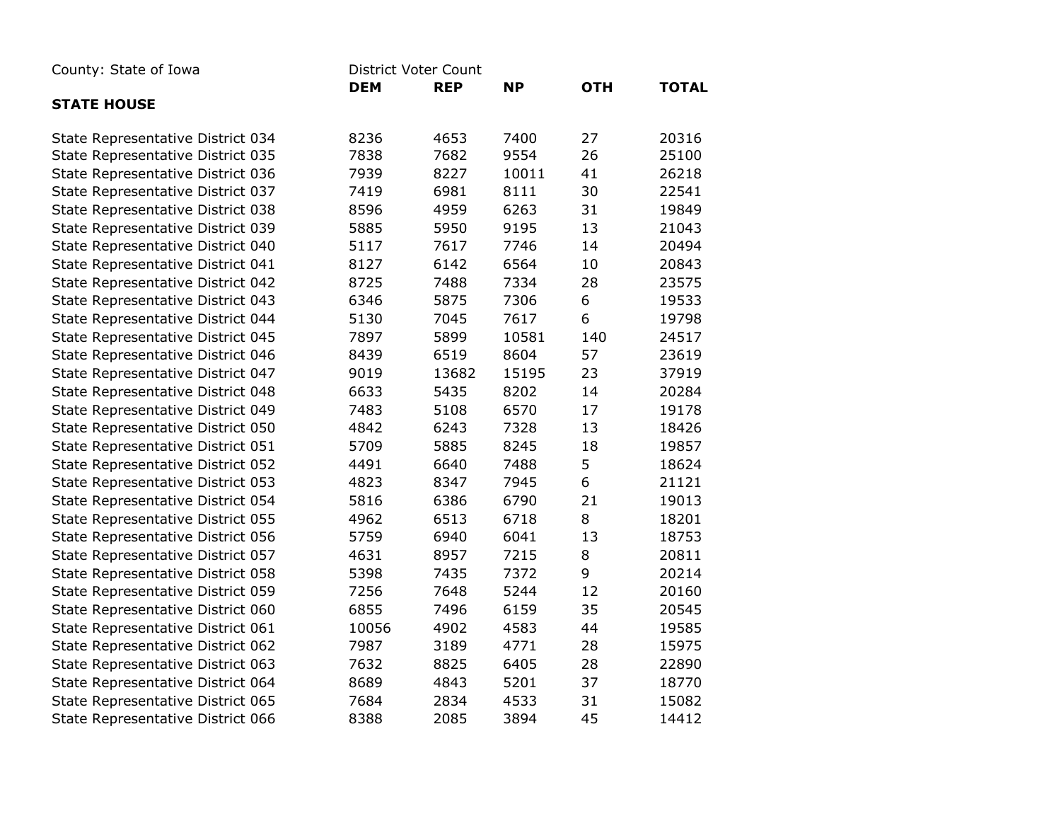County: State of Iowa

District Voter Count

| | DEM | REP | NP | OTH | TOTAL |
|---|---|---|---|---|---|
| **STATE HOUSE** | | | | | |
| State Representative District 034 | 8236 | 4653 | 7400 | 27 | 20316 |
| State Representative District 035 | 7838 | 7682 | 9554 | 26 | 25100 |
| State Representative District 036 | 7939 | 8227 | 10011 | 41 | 26218 |
| State Representative District 037 | 7419 | 6981 | 8111 | 30 | 22541 |
| State Representative District 038 | 8596 | 4959 | 6263 | 31 | 19849 |
| State Representative District 039 | 5885 | 5950 | 9195 | 13 | 21043 |
| State Representative District 040 | 5117 | 7617 | 7746 | 14 | 20494 |
| State Representative District 041 | 8127 | 6142 | 6564 | 10 | 20843 |
| State Representative District 042 | 8725 | 7488 | 7334 | 28 | 23575 |
| State Representative District 043 | 6346 | 5875 | 7306 | 6 | 19533 |
| State Representative District 044 | 5130 | 7045 | 7617 | 6 | 19798 |
| State Representative District 045 | 7897 | 5899 | 10581 | 140 | 24517 |
| State Representative District 046 | 8439 | 6519 | 8604 | 57 | 23619 |
| State Representative District 047 | 9019 | 13682 | 15195 | 23 | 37919 |
| State Representative District 048 | 6633 | 5435 | 8202 | 14 | 20284 |
| State Representative District 049 | 7483 | 5108 | 6570 | 17 | 19178 |
| State Representative District 050 | 4842 | 6243 | 7328 | 13 | 18426 |
| State Representative District 051 | 5709 | 5885 | 8245 | 18 | 19857 |
| State Representative District 052 | 4491 | 6640 | 7488 | 5 | 18624 |
| State Representative District 053 | 4823 | 8347 | 7945 | 6 | 21121 |
| State Representative District 054 | 5816 | 6386 | 6790 | 21 | 19013 |
| State Representative District 055 | 4962 | 6513 | 6718 | 8 | 18201 |
| State Representative District 056 | 5759 | 6940 | 6041 | 13 | 18753 |
| State Representative District 057 | 4631 | 8957 | 7215 | 8 | 20811 |
| State Representative District 058 | 5398 | 7435 | 7372 | 9 | 20214 |
| State Representative District 059 | 7256 | 7648 | 5244 | 12 | 20160 |
| State Representative District 060 | 6855 | 7496 | 6159 | 35 | 20545 |
| State Representative District 061 | 10056 | 4902 | 4583 | 44 | 19585 |
| State Representative District 062 | 7987 | 3189 | 4771 | 28 | 15975 |
| State Representative District 063 | 7632 | 8825 | 6405 | 28 | 22890 |
| State Representative District 064 | 8689 | 4843 | 5201 | 37 | 18770 |
| State Representative District 065 | 7684 | 2834 | 4533 | 31 | 15082 |
| State Representative District 066 | 8388 | 2085 | 3894 | 45 | 14412 |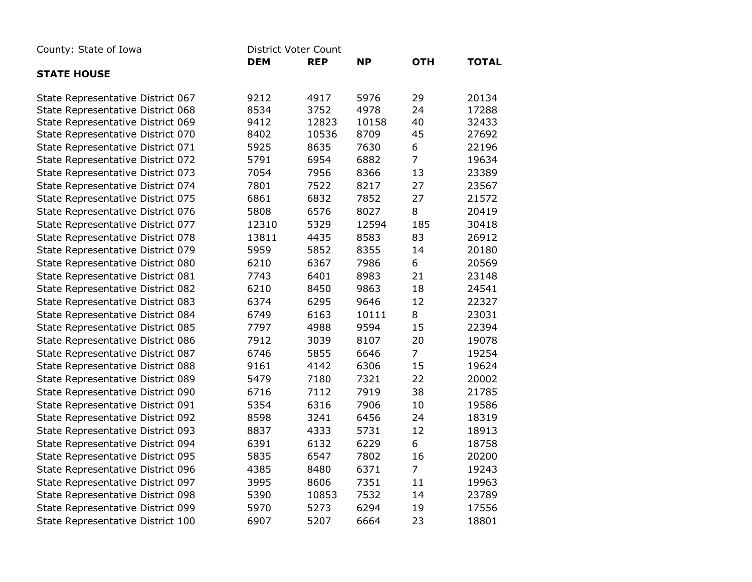County: State of Iowa

District Voter Count

| | DEM | REP | NP | OTH | TOTAL |
|---|---|---|---|---|---|
| **STATE HOUSE** | | | | | |
| State Representative District 067 | 9212 | 4917 | 5976 | 29 | 20134 |
| State Representative District 068 | 8534 | 3752 | 4978 | 24 | 17288 |
| State Representative District 069 | 9412 | 12823 | 10158 | 40 | 32433 |
| State Representative District 070 | 8402 | 10536 | 8709 | 45 | 27692 |
| State Representative District 071 | 5925 | 8635 | 7630 | 6 | 22196 |
| State Representative District 072 | 5791 | 6954 | 6882 | 7 | 19634 |
| State Representative District 073 | 7054 | 7956 | 8366 | 13 | 23389 |
| State Representative District 074 | 7801 | 7522 | 8217 | 27 | 23567 |
| State Representative District 075 | 6861 | 6832 | 7852 | 27 | 21572 |
| State Representative District 076 | 5808 | 6576 | 8027 | 8 | 20419 |
| State Representative District 077 | 12310 | 5329 | 12594 | 185 | 30418 |
| State Representative District 078 | 13811 | 4435 | 8583 | 83 | 26912 |
| State Representative District 079 | 5959 | 5852 | 8355 | 14 | 20180 |
| State Representative District 080 | 6210 | 6367 | 7986 | 6 | 20569 |
| State Representative District 081 | 7743 | 6401 | 8983 | 21 | 23148 |
| State Representative District 082 | 6210 | 8450 | 9863 | 18 | 24541 |
| State Representative District 083 | 6374 | 6295 | 9646 | 12 | 22327 |
| State Representative District 084 | 6749 | 6163 | 10111 | 8 | 23031 |
| State Representative District 085 | 7797 | 4988 | 9594 | 15 | 22394 |
| State Representative District 086 | 7912 | 3039 | 8107 | 20 | 19078 |
| State Representative District 087 | 6746 | 5855 | 6646 | 7 | 19254 |
| State Representative District 088 | 9161 | 4142 | 6306 | 15 | 19624 |
| State Representative District 089 | 5479 | 7180 | 7321 | 22 | 20002 |
| State Representative District 090 | 6716 | 7112 | 7919 | 38 | 21785 |
| State Representative District 091 | 5354 | 6316 | 7906 | 10 | 19586 |
| State Representative District 092 | 8598 | 3241 | 6456 | 24 | 18319 |
| State Representative District 093 | 8837 | 4333 | 5731 | 12 | 18913 |
| State Representative District 094 | 6391 | 6132 | 6229 | 6 | 18758 |
| State Representative District 095 | 5835 | 6547 | 7802 | 16 | 20200 |
| State Representative District 096 | 4385 | 8480 | 6371 | 7 | 19243 |
| State Representative District 097 | 3995 | 8606 | 7351 | 11 | 19963 |
| State Representative District 098 | 5390 | 10853 | 7532 | 14 | 23789 |
| State Representative District 099 | 5970 | 5273 | 6294 | 19 | 17556 |
| State Representative District 100 | 6907 | 5207 | 6664 | 23 | 18801 |